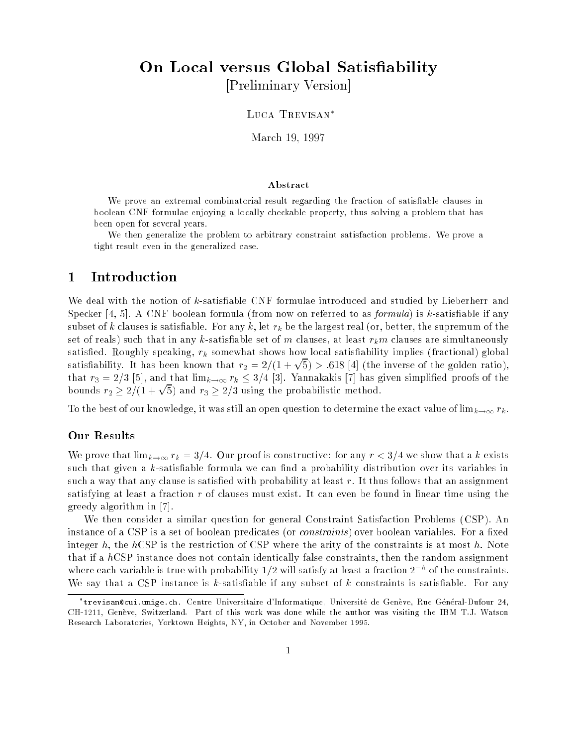# On Local versus Global Satisfiability

[Preliminary Version]

Luca Trevisan*

March 19, 1997

### Abstract

We prove an extremal combinatorial result regarding the fraction of satisfiable clauses in boolean CNF formulae enjoying a locally checkable property, thus solving a problem that has been open for several years.

We then generalize the problem to arbitrary constraint satisfaction problems. We prove a tight result even in the generalized case.

## 1 Introduction

We deal with the notion of $k$-satisfiable CNF formulae introduced and studied by Lieberherr and Specker [4, 5]. A CNF boolean formula (from now on referred to as *formula*) is $k$-satisfiable if any subset of $k$ clauses is satisfiable. For any $k$, let $r_k$ be the largest real (or, better, the supremum of the set of reals) such that in any $k$-satisfiable set of $m$ clauses, at least $r_k m$ clauses are simultaneously satisfied. Roughly speaking, $r_k$ somewhat shows how local satisfiability implies (fractional) global satisfiability. It has been known that $r_2 = 2/(1+\sqrt{5}) > .618$ [4] (the inverse of the golden ratio), that $r_3 = 2/3$ [5], and that $\lim_{k\to\infty} r_k \leq 3/4$ [3]. Yannakakis [7] has given simplified proofs of the bounds $r_2 \geq 2/(1+\sqrt{5})$ and $r_3 \geq 2/3$ using the probabilistic method.

To the best of our knowledge, it was still an open question to determine the exact value of $\lim_{k\to\infty} r_k$.

### Our Results

We prove that $\lim_{k\to\infty} r_k = 3/4$. Our proof is constructive: for any $r < 3/4$ we show that a $k$ exists such that given a $k$-satisfiable formula we can find a probability distribution over its variables in such a way that any clause is satisfied with probability at least $r$. It thus follows that an assignment satisfying at least a fraction $r$ of clauses must exist. It can even be found in linear time using the greedy algorithm in [7].

We then consider a similar question for general Constraint Satisfaction Problems (CSP). An instance of a CSP is a set of boolean predicates (or *constraints*) over boolean variables. For a fixed integer $h$, the $h$CSP is the restriction of CSP where the arity of the constraints is at most $h$. Note that if a $h$CSP instance does not contain identically false constraints, then the random assignment where each variable is true with probability $1/2$ will satisfy at least a fraction $2^{-h}$ of the constraints. We say that a CSP instance is $k$-satisfiable if any subset of $k$ constraints is satisfiable. For any

---

*trevisan@cui.unige.ch. Centre Universitaire d'Informatique, Université de Genève, Rue Général-Dufour 24, CH-1211, Genève, Switzerland. Part of this work was done while the author was visiting the IBM T.J. Watson Research Laboratories, Yorktown Heights, NY, in October and November 1995.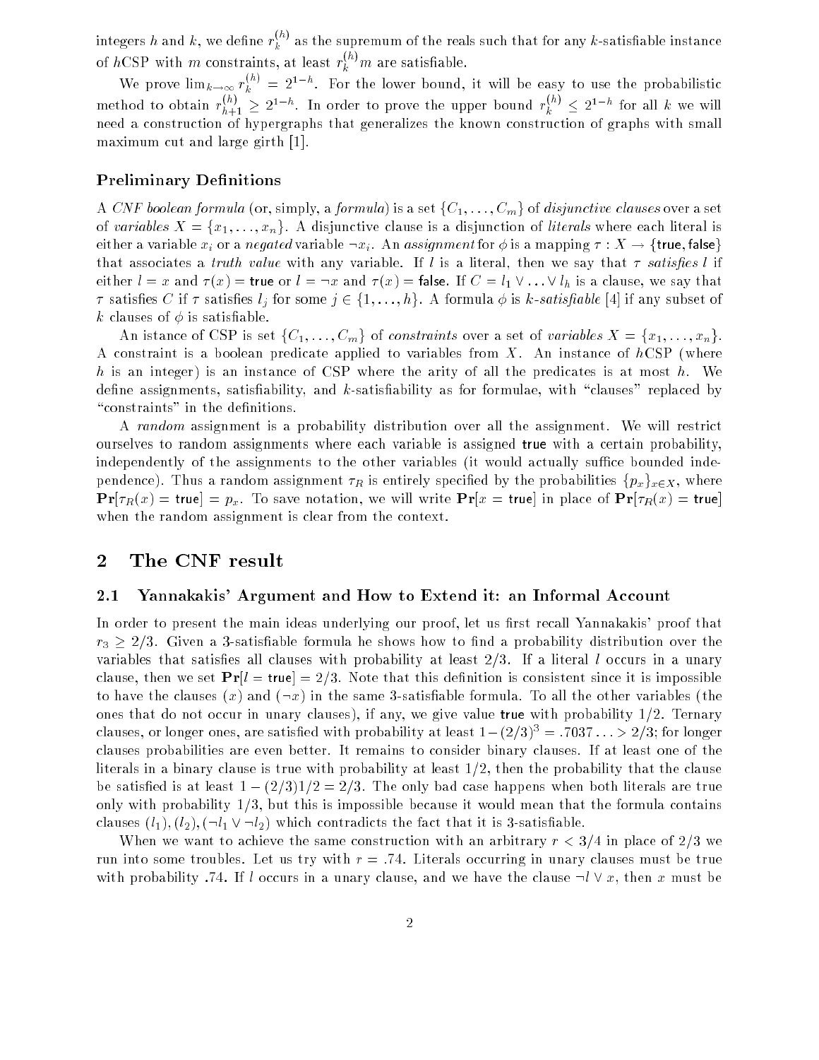integers $h$ and $k$, we define $r_k^{(h)}$ as the supremum of the reals such that for any $k$-satisfiable instance of $h$CSP with $m$ constraints, at least $r_k^{(h)} m$ are satisfiable.

We prove $\lim_{k\to\infty} r_k^{(h)} = 2^{1-h}$. For the lower bound, it will be easy to use the probabilistic method to obtain $r_{h+1}^{(h)} \geq 2^{1-h}$. In order to prove the upper bound $r_k^{(h)} \leq 2^{1-h}$ for all $k$ we will need a construction of hypergraphs that generalizes the known construction of graphs with small maximum cut and large girth [1].

### Preliminary Definitions

A *CNF boolean formula* (or, simply, a *formula*) is a set $\{C_1, \ldots, C_m\}$ of *disjunctive clauses* over a set of *variables* $X = \{x_1, \ldots, x_n\}$. A disjunctive clause is a disjunction of *literals* where each literal is either a variable $x_i$ or a *negated* variable $\neg x_i$. An *assignment* for $\phi$ is a mapping $\tau : X \to \{\mathsf{true}, \mathsf{false}\}$ that associates a *truth value* with any variable. If $l$ is a literal, then we say that $\tau$ *satisfies* $l$ if either $l = x$ and $\tau(x) = \mathsf{true}$ or $l = \neg x$ and $\tau(x) = \mathsf{false}$. If $C = l_1 \vee \ldots \vee l_h$ is a clause, we say that $\tau$ satisfies $C$ if $\tau$ satisfies $l_j$ for some $j \in \{1, \ldots, h\}$. A formula $\phi$ is *$k$-satisfiable* [4] if any subset of $k$ clauses of $\phi$ is satisfiable.

An istance of CSP is set $\{C_1, \ldots, C_m\}$ of *constraints* over a set of *variables* $X = \{x_1, \ldots, x_n\}$. A constraint is a boolean predicate applied to variables from $X$. An instance of $h$CSP (where $h$ is an integer) is an instance of CSP where the arity of all the predicates is at most $h$. We define assignments, satisfiability, and $k$-satisfiability as for formulae, with "clauses" replaced by "constraints" in the definitions.

A *random* assignment is a probability distribution over all the assignment. We will restrict ourselves to random assignments where each variable is assigned $\mathsf{true}$ with a certain probability, independently of the assignments to the other variables (it would actually suffice bounded independence). Thus a random assignment $\tau_R$ is entirely specified by the probabilities $\{p_x\}_{x\in X}$, where $\mathbf{Pr}[\tau_R(x) = \mathsf{true}] = p_x$. To save notation, we will write $\mathbf{Pr}[x = \mathsf{true}]$ in place of $\mathbf{Pr}[\tau_R(x) = \mathsf{true}]$ when the random assignment is clear from the context.

## 2 The CNF result

### 2.1 Yannakakis' Argument and How to Extend it: an Informal Account

In order to present the main ideas underlying our proof, let us first recall Yannakakis' proof that $r_3 \geq 2/3$. Given a 3-satisfiable formula he shows how to find a probability distribution over the variables that satisfies all clauses with probability at least $2/3$. If a literal $l$ occurs in a unary clause, then we set $\mathbf{Pr}[l = \mathsf{true}] = 2/3$. Note that this definition is consistent since it is impossible to have the clauses $(x)$ and $(\neg x)$ in the same 3-satisfiable formula. To all the other variables (the ones that do not occur in unary clauses), if any, we give value $\mathsf{true}$ with probability $1/2$. Ternary clauses, or longer ones, are satisfied with probability at least $1-(2/3)^3 = .7037\ldots > 2/3$; for longer clauses probabilities are even better. It remains to consider binary clauses. If at least one of the literals in a binary clause is true with probability at least $1/2$, then the probability that the clause be satisfied is at least $1-(2/3)1/2 = 2/3$. The only bad case happens when both literals are true only with probability $1/3$, but this is impossible because it would mean that the formula contains clauses $(l_1), (l_2), (\neg l_1 \vee \neg l_2)$ which contradicts the fact that it is 3-satisfiable.

When we want to achieve the same construction with an arbitrary $r < 3/4$ in place of $2/3$ we run into some troubles. Let us try with $r = .74$. Literals occurring in unary clauses must be true with probability $.74$. If $l$ occurs in a unary clause, and we have the clause $\neg l \vee x$, then $x$ must be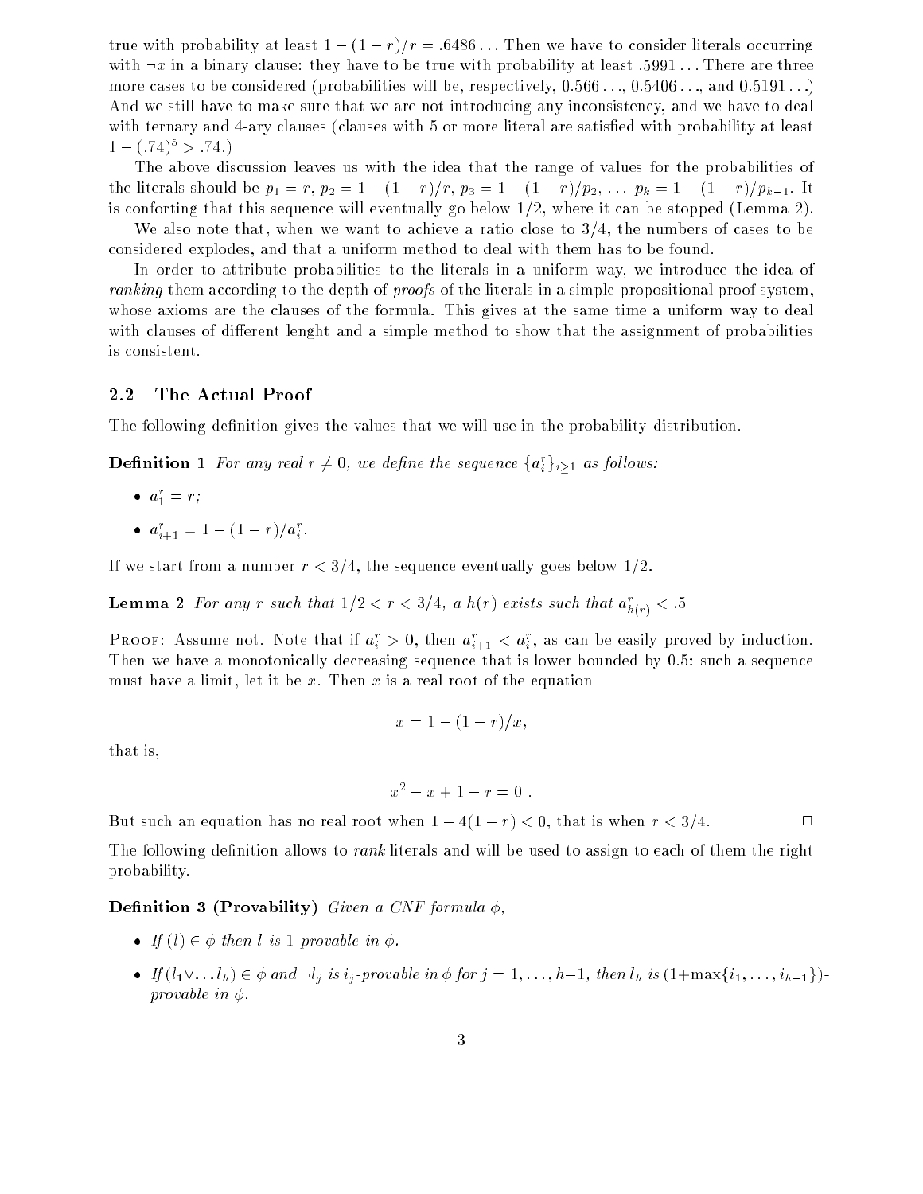true with probability at least $1-(1-r)/r = .6486\ldots$ Then we have to consider literals occurring with $\neg x$ in a binary clause: they have to be true with probability at least $.5991\ldots$ There are three more cases to be considered (probabilities will be, respectively, $0.566\ldots$, $0.5406\ldots$, and $0.5191\ldots$) And we still have to make sure that we are not introducing any inconsistency, and we have to deal with ternary and 4-ary clauses (clauses with 5 or more literal are satisfied with probability at least $1-(.74)^5 > .74$.)

The above discussion leaves us with the idea that the range of values for the probabilities of the literals should be $p_1 = r$, $p_2 = 1-(1-r)/r$, $p_3 = 1-(1-r)/p_2$, $\ldots$ $p_k = 1-(1-r)/p_{k-1}$. It is conforting that this sequence will eventually go below 1/2, where it can be stopped (Lemma 2).

We also note that, when we want to achieve a ratio close to 3/4, the numbers of cases to be considered explodes, and that a uniform method to deal with them has to be found.

In order to attribute probabilities to the literals in a uniform way, we introduce the idea of *ranking* them according to the depth of *proofs* of the literals in a simple propositional proof system, whose axioms are the clauses of the formula. This gives at the same time a uniform way to deal with clauses of different lenght and a simple method to show that the assignment of probabilities is consistent.

## 2.2 The Actual Proof

The following definition gives the values that we will use in the probability distribution.

**Definition 1** *For any real $r \neq 0$, we define the sequence $\{a_i^r\}_{i\geq 1}$ as follows:*

- $a_1^r = r$;
- $a_{i+1}^r = 1-(1-r)/a_i^r$.

If we start from a number $r < 3/4$, the sequence eventually goes below 1/2.

**Lemma 2** *For any $r$ such that $1/2 < r < 3/4$, a $h(r)$ exists such that $a_{h(r)}^r < .5$*

PROOF: Assume not. Note that if $a_i^r > 0$, then $a_{i+1}^r < a_i^r$, as can be easily proved by induction. Then we have a monotonically decreasing sequence that is lower bounded by 0.5: such a sequence must have a limit, let it be $x$. Then $x$ is a real root of the equation

$$x = 1-(1-r)/x,$$

that is,

$$x^2 - x + 1 - r = 0 \ .$$

But such an equation has no real root when $1-4(1-r) < 0$, that is when $r < 3/4$. □

The following definition allows to *rank* literals and will be used to assign to each of them the right probability.

**Definition 3 (Provability)** *Given a CNF formula $\phi$,*

- *If $(l) \in \phi$ then $l$ is 1-provable in $\phi$.*
- *If $(l_1 \vee \ldots l_h) \in \phi$ and $\neg l_j$ is $i_j$-provable in $\phi$ for $j = 1,\ldots,h-1$, then $l_h$ is $(1+\max\{i_1,\ldots,i_{h-1}\})$-provable in $\phi$.*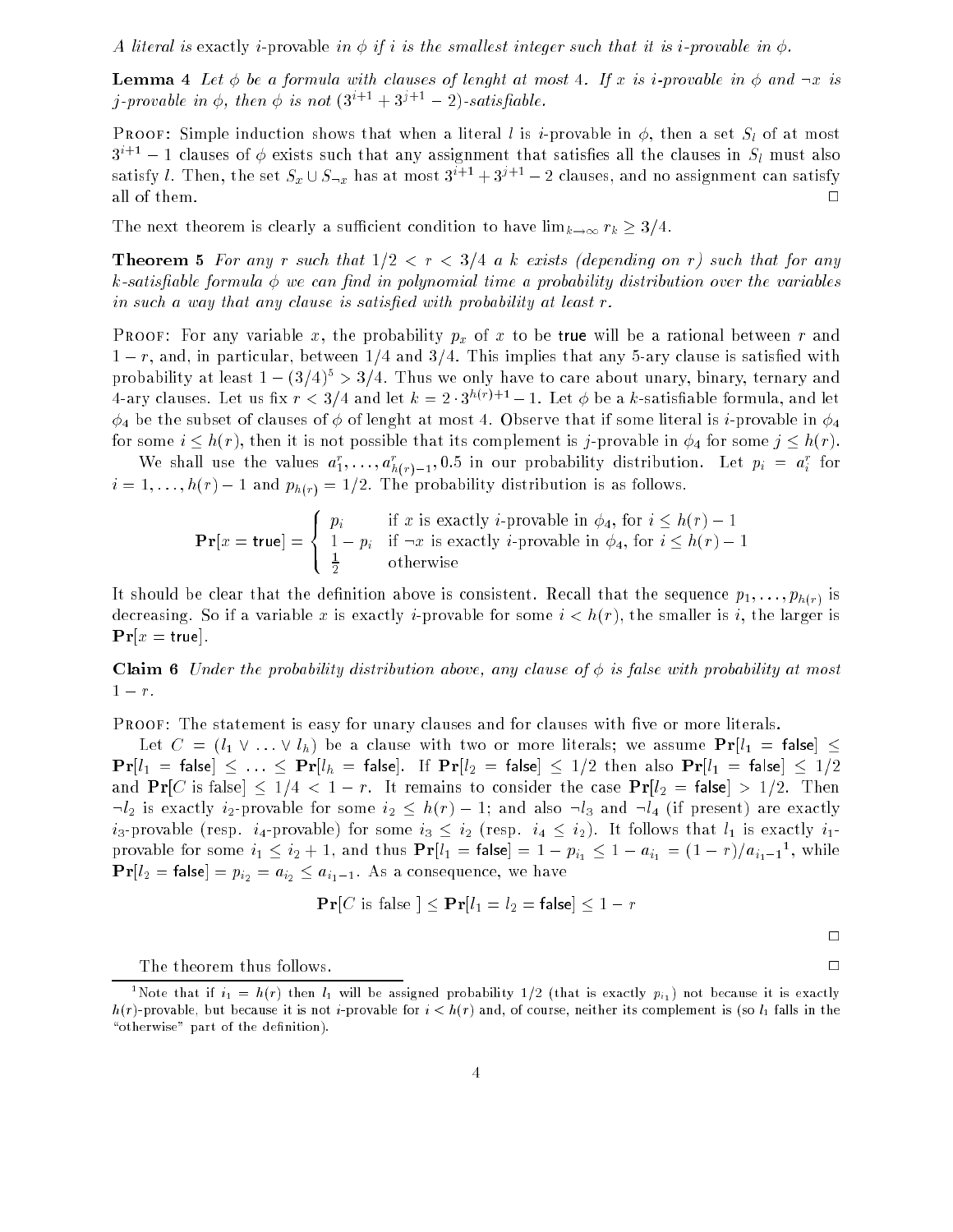*A literal is* exactly $i$-provable *in* $\phi$ *if* $i$ *is the smallest integer such that it is* $i$*-provable in* $\phi$.

**Lemma 4** *Let* $\phi$ *be a formula with clauses of lenght at most 4. If* $x$ *is* $i$*-provable in* $\phi$ *and* $\neg x$ *is* $j$*-provable in* $\phi$*, then* $\phi$ *is not* $(3^{i+1} + 3^{j+1} - 2)$*-satisfiable.*

Proof: Simple induction shows that when a literal $l$ is $i$-provable in $\phi$, then a set $S_l$ of at most $3^{i+1} - 1$ clauses of $\phi$ exists such that any assignment that satisfies all the clauses in $S_l$ must also satisfy $l$. Then, the set $S_x \cup S_{\neg x}$ has at most $3^{i+1} + 3^{j+1} - 2$ clauses, and no assignment can satisfy all of them. □

The next theorem is clearly a sufficient condition to have $\lim_{k \to \infty} r_k \geq 3/4$.

**Theorem 5** *For any* $r$ *such that* $1/2 < r < 3/4$ *a* $k$ *exists (depending on* $r$*) such that for any* $k$*-satisfiable formula* $\phi$ *we can find in polynomial time a probability distribution over the variables in such a way that any clause is satisfied with probability at least* $r$*.*

Proof: For any variable $x$, the probability $p_x$ of $x$ to be true will be a rational between $r$ and $1 - r$, and, in particular, between $1/4$ and $3/4$. This implies that any 5-ary clause is satisfied with probability at least $1 - (3/4)^5 > 3/4$. Thus we only have to care about unary, binary, ternary and 4-ary clauses. Let us fix $r < 3/4$ and let $k = 2 \cdot 3^{h(r)+1} - 1$. Let $\phi$ be a $k$-satisfiable formula, and let $\phi_4$ be the subset of clauses of $\phi$ of lenght at most 4. Observe that if some literal is $i$-provable in $\phi_4$ for some $i \leq h(r)$, then it is not possible that its complement is $j$-provable in $\phi_4$ for some $j \leq h(r)$.

We shall use the values $a_1^r, \ldots, a_{h(r)-1}^r, 0.5$ in our probability distribution. Let $p_i = a_i^r$ for $i = 1, \ldots, h(r) - 1$ and $p_{h(r)} = 1/2$. The probability distribution is as follows.

$$\mathbf{Pr}[x = \mathsf{true}] = \begin{cases} p_i & \text{if } x \text{ is exactly } i\text{-provable in } \phi_4, \text{ for } i \leq h(r) - 1 \\ 1 - p_i & \text{if } \neg x \text{ is exactly } i\text{-provable in } \phi_4, \text{ for } i \leq h(r) - 1 \\ \frac{1}{2} & \text{otherwise} \end{cases}$$

It should be clear that the definition above is consistent. Recall that the sequence $p_1, \ldots, p_{h(r)}$ is decreasing. So if a variable $x$ is exactly $i$-provable for some $i < h(r)$, the smaller is $i$, the larger is $\mathbf{Pr}[x = \mathsf{true}]$.

**Claim 6** *Under the probability distribution above, any clause of* $\phi$ *is false with probability at most* $1 - r$*.*

Proof: The statement is easy for unary clauses and for clauses with five or more literals.

Let $C = (l_1 \vee \ldots \vee l_h)$ be a clause with two or more literals; we assume $\mathbf{Pr}[l_1 = \mathsf{false}] \leq \mathbf{Pr}[l_1 = \mathsf{false}] \leq \ldots \leq \mathbf{Pr}[l_h = \mathsf{false}]$. If $\mathbf{Pr}[l_2 = \mathsf{false}] \leq 1/2$ then also $\mathbf{Pr}[l_1 = \mathsf{false}] \leq 1/2$ and $\mathbf{Pr}[C \text{ is false}] \leq 1/4 < 1 - r$. It remains to consider the case $\mathbf{Pr}[l_2 = \mathsf{false}] > 1/2$. Then $\neg l_2$ is exactly $i_2$-provable for some $i_2 \leq h(r) - 1$; and also $\neg l_3$ and $\neg l_4$ (if present) are exactly $i_3$-provable (resp. $i_4$-provable) for some $i_3 \leq i_2$ (resp. $i_4 \leq i_2$). It follows that $l_1$ is exactly $i_1$-provable for some $i_1 \leq i_2 + 1$, and thus $\mathbf{Pr}[l_1 = \mathsf{false}] = 1 - p_{i_1} \leq 1 - a_{i_1} = (1 - r)/a_{i_1 - 1}$[1], while $\mathbf{Pr}[l_2 = \mathsf{false}] = p_{i_2} = a_{i_2} \leq a_{i_1 - 1}$. As a consequence, we have

$$\mathbf{Pr}[C \text{ is false }] \leq \mathbf{Pr}[l_1 = l_2 = \mathsf{false}] \leq 1 - r$$

□

The theorem thus follows. □

[1] Note that if $i_1 = h(r)$ then $l_1$ will be assigned probability $1/2$ (that is exactly $p_{i_1}$) not because it is exactly $h(r)$-provable, but because it is not $i$-provable for $i < h(r)$ and, of course, neither its complement is (so $l_1$ falls in the "otherwise" part of the definition).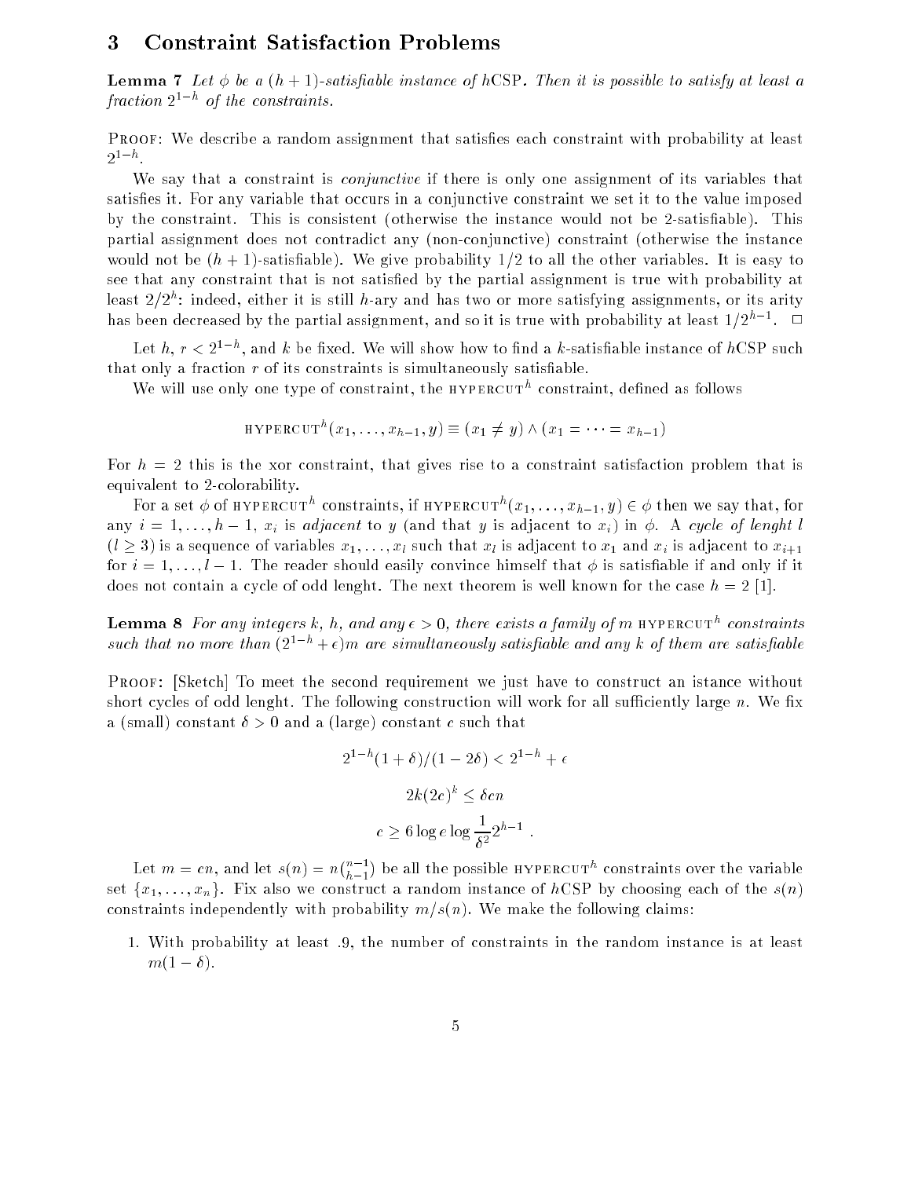## 3 Constraint Satisfaction Problems

**Lemma 7** *Let $\phi$ be a $(h+1)$-satisfiable instance of $h$CSP. Then it is possible to satisfy at least a fraction $2^{1-h}$ of the constraints.*

Proof: We describe a random assignment that satisfies each constraint with probability at least $2^{1-h}$.

We say that a constraint is *conjunctive* if there is only one assignment of its variables that satisfies it. For any variable that occurs in a conjunctive constraint we set it to the value imposed by the constraint. This is consistent (otherwise the instance would not be 2-satisfiable). This partial assignment does not contradict any (non-conjunctive) constraint (otherwise the instance would not be $(h+1)$-satisfiable). We give probability 1/2 to all the other variables. It is easy to see that any constraint that is not satisfied by the partial assignment is true with probability at least $2/2^h$: indeed, either it is still $h$-ary and has two or more satisfying assignments, or its arity has been decreased by the partial assignment, and so it is true with probability at least $1/2^{h-1}$. $\Box$

Let $h$, $r < 2^{1-h}$, and $k$ be fixed. We will show how to find a $k$-satisfiable instance of $h$CSP such that only a fraction $r$ of its constraints is simultaneously satisfiable.

We will use only one type of constraint, the HYPERCUT$^h$ constraint, defined as follows

$$\text{HYPERCUT}^h(x_1, \ldots, x_{h-1}, y) \equiv (x_1 \neq y) \wedge (x_1 = \cdots = x_{h-1})$$

For $h = 2$ this is the xor constraint, that gives rise to a constraint satisfaction problem that is equivalent to 2-colorability.

For a set $\phi$ of HYPERCUT$^h$ constraints, if $\text{HYPERCUT}^h(x_1, \ldots, x_{h-1}, y) \in \phi$ then we say that, for any $i = 1, \ldots, h-1$, $x_i$ is *adjacent* to $y$ (and that $y$ is adjacent to $x_i$) in $\phi$. A *cycle of lenght $l$* ($l \geq 3$) is a sequence of variables $x_1, \ldots, x_l$ such that $x_l$ is adjacent to $x_1$ and $x_i$ is adjacent to $x_{i+1}$ for $i = 1, \ldots, l-1$. The reader should easily convince himself that $\phi$ is satisfiable if and only if it does not contain a cycle of odd lenght. The next theorem is well known for the case $h = 2$ [1].

**Lemma 8** *For any integers $k$, $h$, and any $\epsilon > 0$, there exists a family of $m$ HYPERCUT$^h$ constraints such that no more than $(2^{1-h} + \epsilon)m$ are simultaneously satisfiable and any $k$ of them are satisfiable*

Proof: [Sketch] To meet the second requirement we just have to construct an istance without short cycles of odd lenght. The following construction will work for all sufficiently large $n$. We fix a (small) constant $\delta > 0$ and a (large) constant $c$ such that

$$2^{1-h}(1+\delta)/(1-2\delta) < 2^{1-h} + \epsilon$$

$$2k(2c)^k \leq \delta c n$$

$$c \geq 6 \log e \log \frac{1}{\delta^2} 2^{h-1} .$$

Let $m = cn$, and let $s(n) = n\binom{n-1}{h-1}$ be all the possible HYPERCUT$^h$ constraints over the variable set $\{x_1, \ldots, x_n\}$. Fix also we construct a random instance of $h$CSP by choosing each of the $s(n)$ constraints independently with probability $m/s(n)$. We make the following claims:

1. With probability at least .9, the number of constraints in the random instance is at least $m(1-\delta)$.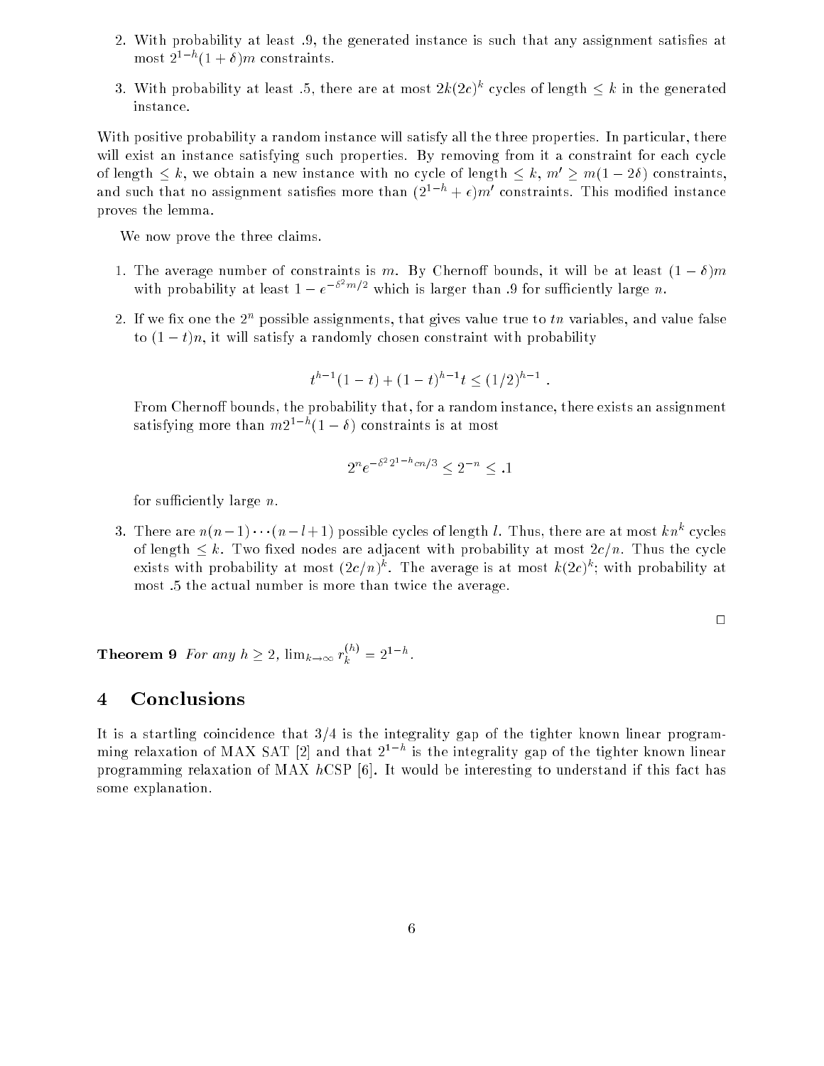2. With probability at least .9, the generated instance is such that any assignment satisfies at most $2^{1-h}(1+\delta)m$ constraints.

3. With probability at least .5, there are at most $2k(2c)^k$ cycles of length $\leq k$ in the generated instance.

With positive probability a random instance will satisfy all the three properties. In particular, there will exist an instance satisfying such properties. By removing from it a constraint for each cycle of length $\leq k$, we obtain a new instance with no cycle of length $\leq k$, $m' \geq m(1-2\delta)$ constraints, and such that no assignment satisfies more than $(2^{1-h}+\epsilon)m'$ constraints. This modified instance proves the lemma.

We now prove the three claims.

1. The average number of constraints is $m$. By Chernoff bounds, it will be at least $(1-\delta)m$ with probability at least $1-e^{-\delta^2 m/2}$ which is larger than .9 for sufficiently large $n$.

2. If we fix one the $2^n$ possible assignments, that gives value true to $tn$ variables, and value false to $(1-t)n$, it will satisfy a randomly chosen constraint with probability

$$t^{h-1}(1-t)+(1-t)^{h-1}t \leq (1/2)^{h-1} \ .$$

From Chernoff bounds, the probability that, for a random instance, there exists an assignment satisfying more than $m2^{1-h}(1-\delta)$ constraints is at most

$$2^n e^{-\delta^2 2^{1-h} cn/3} \leq 2^{-n} \leq .1$$

for sufficiently large $n$.

3. There are $n(n-1)\cdots(n-l+1)$ possible cycles of length $l$. Thus, there are at most $kn^k$ cycles of length $\leq k$. Two fixed nodes are adjacent with probability at most $2c/n$. Thus the cycle exists with probability at most $(2c/n)^k$. The average is at most $k(2c)^k$; with probability at most .5 the actual number is more than twice the average.

□

**Theorem 9** *For any $h \geq 2$, $\lim_{k\to\infty} r_k^{(h)} = 2^{1-h}$.*

# 4 Conclusions

It is a startling coincidence that 3/4 is the integrality gap of the tighter known linear programming relaxation of MAX SAT [2] and that $2^{1-h}$ is the integrality gap of the tighter known linear programming relaxation of MAX $h$CSP [6]. It would be interesting to understand if this fact has some explanation.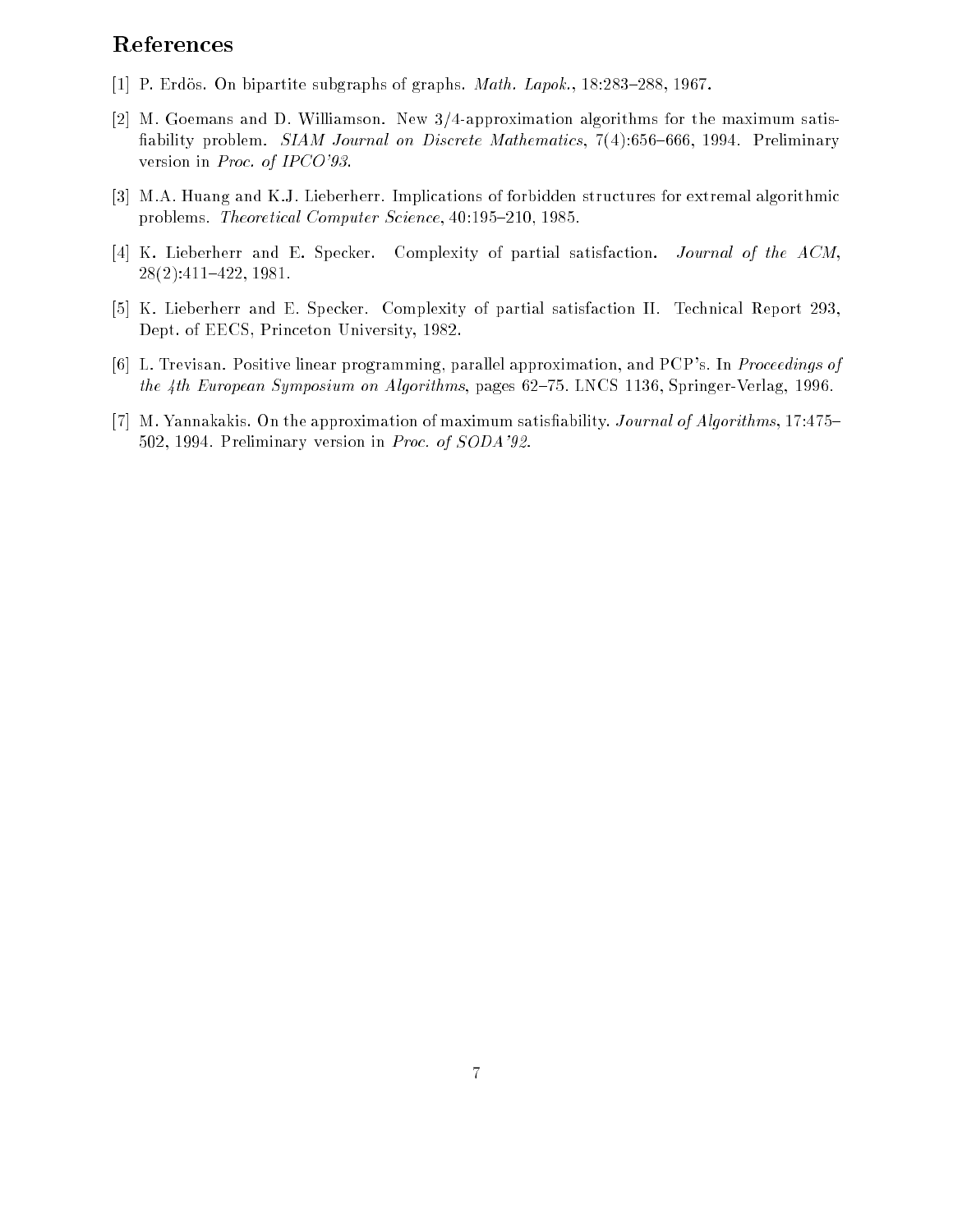## References

[1] P. Erdös. On bipartite subgraphs of graphs. *Math. Lapok.*, 18:283–288, 1967.

[2] M. Goemans and D. Williamson. New 3/4-approximation algorithms for the maximum satisfiability problem. *SIAM Journal on Discrete Mathematics*, 7(4):656–666, 1994. Preliminary version in *Proc. of IPCO'93*.

[3] M.A. Huang and K.J. Lieberherr. Implications of forbidden structures for extremal algorithmic problems. *Theoretical Computer Science*, 40:195–210, 1985.

[4] K. Lieberherr and E. Specker. Complexity of partial satisfaction. *Journal of the ACM*, 28(2):411–422, 1981.

[5] K. Lieberherr and E. Specker. Complexity of partial satisfaction II. Technical Report 293, Dept. of EECS, Princeton University, 1982.

[6] L. Trevisan. Positive linear programming, parallel approximation, and PCP's. In *Proceedings of the 4th European Symposium on Algorithms*, pages 62–75. LNCS 1136, Springer-Verlag, 1996.

[7] M. Yannakakis. On the approximation of maximum satisfiability. *Journal of Algorithms*, 17:475–502, 1994. Preliminary version in *Proc. of SODA'92*.